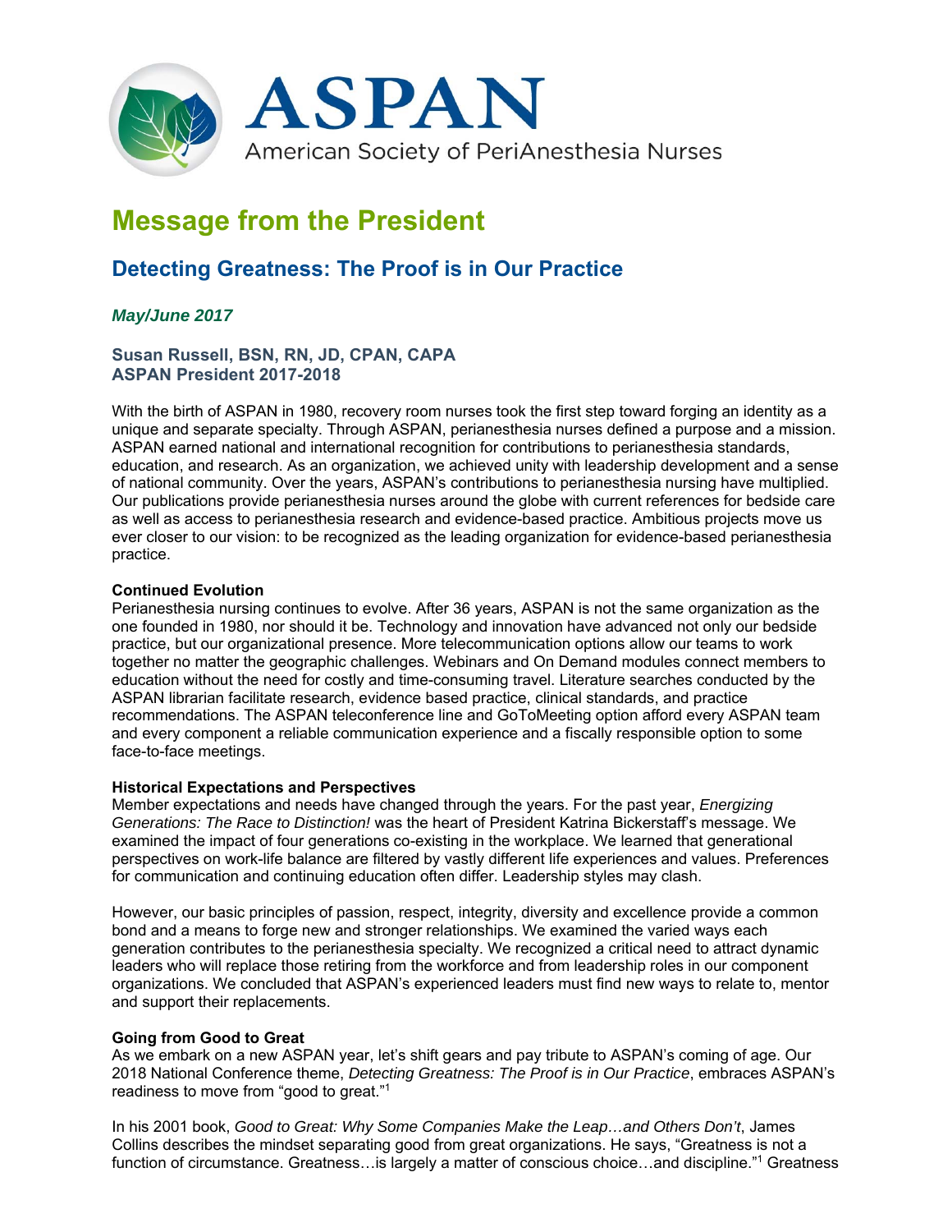ASPAN

American Society of PeriAnesthesia Nurses

# Message from the President

## Detecting Greatness: The Proof is in Our Practice

*May/June 2017*

**Susan Russell, BSN, RN, JD, CPAN, CAPA**
**ASPAN President 2017-2018**

With the birth of ASPAN in 1980, recovery room nurses took the first step toward forging an identity as a unique and separate specialty. Through ASPAN, perianesthesia nurses defined a purpose and a mission. ASPAN earned national and international recognition for contributions to perianesthesia standards, education, and research. As an organization, we achieved unity with leadership development and a sense of national community. Over the years, ASPAN's contributions to perianesthesia nursing have multiplied. Our publications provide perianesthesia nurses around the globe with current references for bedside care as well as access to perianesthesia research and evidence-based practice. Ambitious projects move us ever closer to our vision: to be recognized as the leading organization for evidence-based perianesthesia practice.

**Continued Evolution**

Perianesthesia nursing continues to evolve. After 36 years, ASPAN is not the same organization as the one founded in 1980, nor should it be. Technology and innovation have advanced not only our bedside practice, but our organizational presence. More telecommunication options allow our teams to work together no matter the geographic challenges. Webinars and On Demand modules connect members to education without the need for costly and time-consuming travel. Literature searches conducted by the ASPAN librarian facilitate research, evidence based practice, clinical standards, and practice recommendations. The ASPAN teleconference line and GoToMeeting option afford every ASPAN team and every component a reliable communication experience and a fiscally responsible option to some face-to-face meetings.

**Historical Expectations and Perspectives**

Member expectations and needs have changed through the years. For the past year, *Energizing Generations: The Race to Distinction!* was the heart of President Katrina Bickerstaff's message. We examined the impact of four generations co-existing in the workplace. We learned that generational perspectives on work-life balance are filtered by vastly different life experiences and values. Preferences for communication and continuing education often differ. Leadership styles may clash.

However, our basic principles of passion, respect, integrity, diversity and excellence provide a common bond and a means to forge new and stronger relationships. We examined the varied ways each generation contributes to the perianesthesia specialty. We recognized a critical need to attract dynamic leaders who will replace those retiring from the workforce and from leadership roles in our component organizations. We concluded that ASPAN's experienced leaders must find new ways to relate to, mentor and support their replacements.

**Going from Good to Great**

As we embark on a new ASPAN year, let's shift gears and pay tribute to ASPAN's coming of age. Our 2018 National Conference theme, *Detecting Greatness: The Proof is in Our Practice*, embraces ASPAN's readiness to move from "good to great."[1]

In his 2001 book, *Good to Great: Why Some Companies Make the Leap…and Others Don't*, James Collins describes the mindset separating good from great organizations. He says, "Greatness is not a function of circumstance. Greatness…is largely a matter of conscious choice…and discipline."[1] Greatness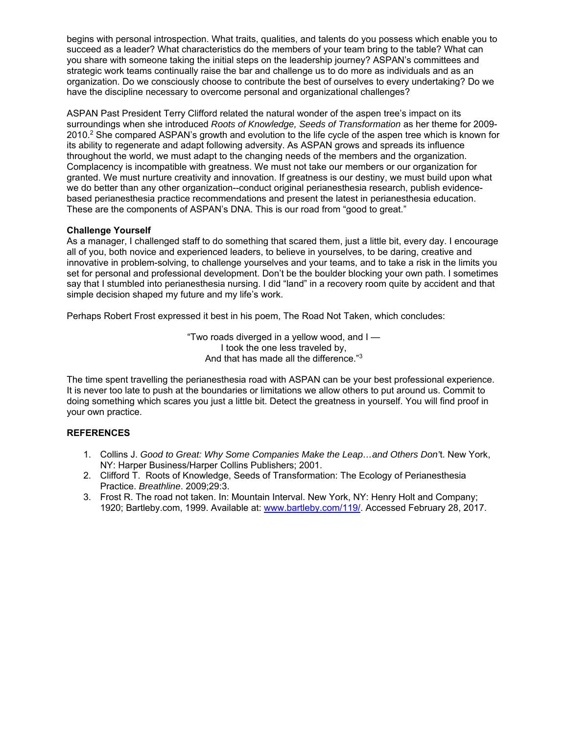begins with personal introspection. What traits, qualities, and talents do you possess which enable you to succeed as a leader? What characteristics do the members of your team bring to the table? What can you share with someone taking the initial steps on the leadership journey? ASPAN's committees and strategic work teams continually raise the bar and challenge us to do more as individuals and as an organization. Do we consciously choose to contribute the best of ourselves to every undertaking? Do we have the discipline necessary to overcome personal and organizational challenges?

ASPAN Past President Terry Clifford related the natural wonder of the aspen tree's impact on its surroundings when she introduced *Roots of Knowledge, Seeds of Transformation* as her theme for 2009-2010.[2] She compared ASPAN's growth and evolution to the life cycle of the aspen tree which is known for its ability to regenerate and adapt following adversity. As ASPAN grows and spreads its influence throughout the world, we must adapt to the changing needs of the members and the organization. Complacency is incompatible with greatness. We must not take our members or our organization for granted. We must nurture creativity and innovation. If greatness is our destiny, we must build upon what we do better than any other organization--conduct original perianesthesia research, publish evidence-based perianesthesia practice recommendations and present the latest in perianesthesia education. These are the components of ASPAN's DNA. This is our road from "good to great."

**Challenge Yourself**

As a manager, I challenged staff to do something that scared them, just a little bit, every day. I encourage all of you, both novice and experienced leaders, to believe in yourselves, to be daring, creative and innovative in problem-solving, to challenge yourselves and your teams, and to take a risk in the limits you set for personal and professional development. Don't be the boulder blocking your own path. I sometimes say that I stumbled into perianesthesia nursing. I did "land" in a recovery room quite by accident and that simple decision shaped my future and my life's work.

Perhaps Robert Frost expressed it best in his poem, The Road Not Taken, which concludes:

> "Two roads diverged in a yellow wood, and I —
> I took the one less traveled by,
> And that has made all the difference."[3]

The time spent travelling the perianesthesia road with ASPAN can be your best professional experience. It is never too late to push at the boundaries or limitations we allow others to put around us. Commit to doing something which scares you just a little bit. Detect the greatness in yourself. You will find proof in your own practice.

**REFERENCES**

1. Collins J. *Good to Great: Why Some Companies Make the Leap…and Others Don'*t. New York, NY: Harper Business/Harper Collins Publishers; 2001.
2. Clifford T. Roots of Knowledge, Seeds of Transformation: The Ecology of Perianesthesia Practice. *Breathline*. 2009;29:3.
3. Frost R. The road not taken. In: Mountain Interval. New York, NY: Henry Holt and Company; 1920; Bartleby.com, 1999. Available at: www.bartleby.com/119/. Accessed February 28, 2017.